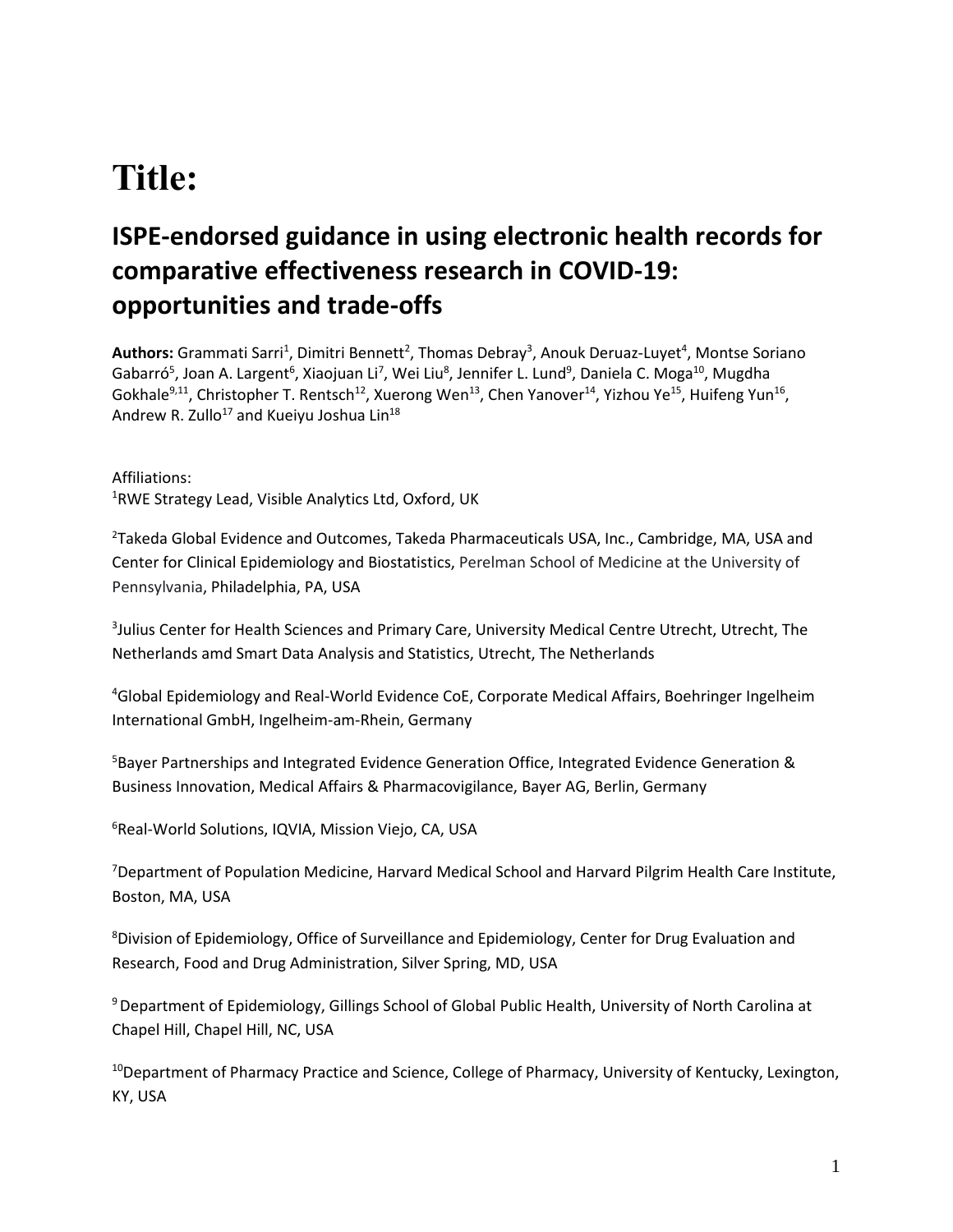# Title:

## ISPE-endorsed guidance in using electronic health records for comparative effectiveness research in COVID-19: opportunities and trade-offs

**Authors:** Grammati Sarri[1], Dimitri Bennett[2], Thomas Debray[3], Anouk Deruaz-Luyet[4], Montse Soriano Gabarró[5], Joan A. Largent[6], Xiaojuan Li[7], Wei Liu[8], Jennifer L. Lund[9], Daniela C. Moga[10], Mugdha Gokhale[9,11], Christopher T. Rentsch[12], Xuerong Wen[13], Chen Yanover[14], Yizhou Ye[15], Huifeng Yun[16], Andrew R. Zullo[17] and Kueiyu Joshua Lin[18]

Affiliations:

[1]RWE Strategy Lead, Visible Analytics Ltd, Oxford, UK

[2]Takeda Global Evidence and Outcomes, Takeda Pharmaceuticals USA, Inc., Cambridge, MA, USA and Center for Clinical Epidemiology and Biostatistics, Perelman School of Medicine at the University of Pennsylvania, Philadelphia, PA, USA

[3]Julius Center for Health Sciences and Primary Care, University Medical Centre Utrecht, Utrecht, The Netherlands amd Smart Data Analysis and Statistics, Utrecht, The Netherlands

[4]Global Epidemiology and Real-World Evidence CoE, Corporate Medical Affairs, Boehringer Ingelheim International GmbH, Ingelheim-am-Rhein, Germany

[5]Bayer Partnerships and Integrated Evidence Generation Office, Integrated Evidence Generation & Business Innovation, Medical Affairs & Pharmacovigilance, Bayer AG, Berlin, Germany

[6]Real-World Solutions, IQVIA, Mission Viejo, CA, USA

[7]Department of Population Medicine, Harvard Medical School and Harvard Pilgrim Health Care Institute, Boston, MA, USA

[8]Division of Epidemiology, Office of Surveillance and Epidemiology, Center for Drug Evaluation and Research, Food and Drug Administration, Silver Spring, MD, USA

[9] Department of Epidemiology, Gillings School of Global Public Health, University of North Carolina at Chapel Hill, Chapel Hill, NC, USA

[10]Department of Pharmacy Practice and Science, College of Pharmacy, University of Kentucky, Lexington, KY, USA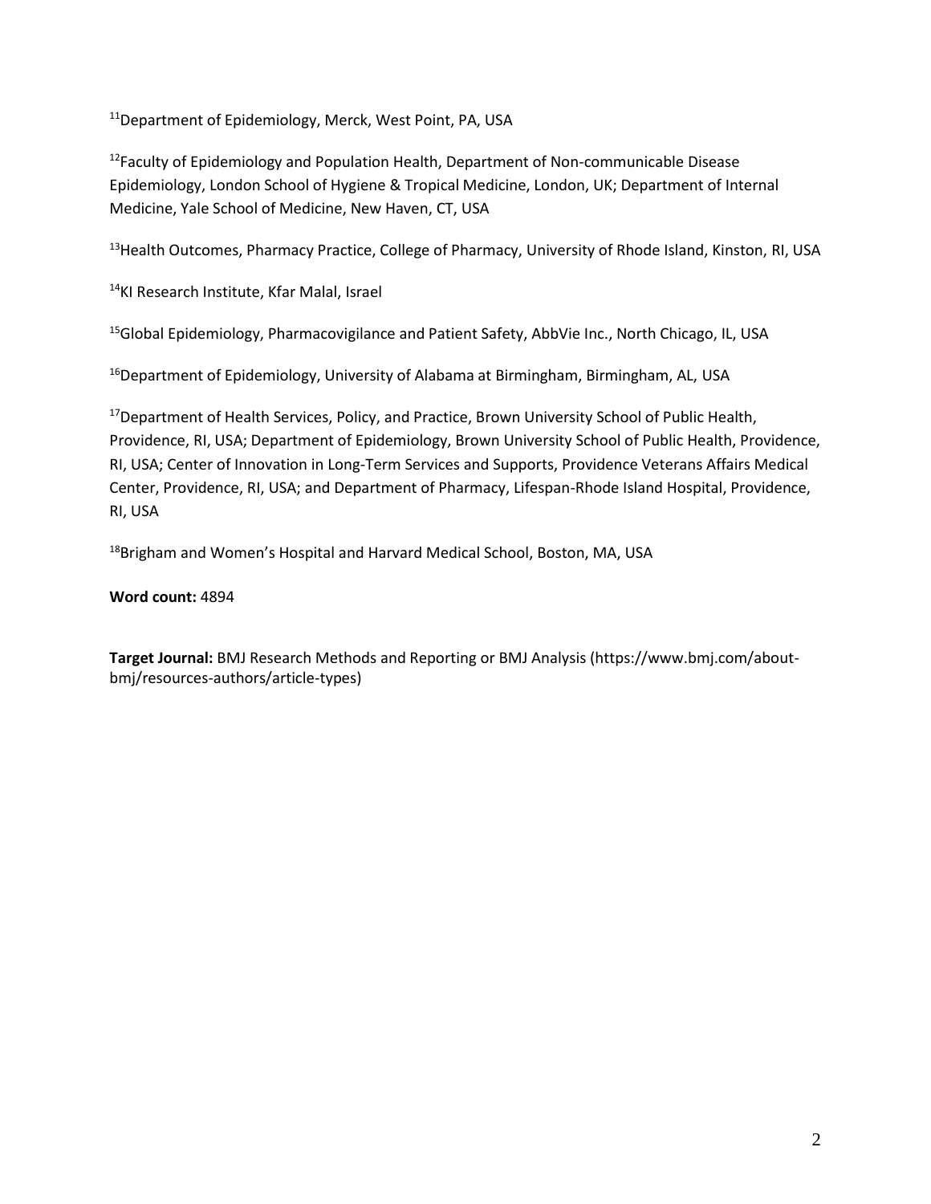[11]Department of Epidemiology, Merck, West Point, PA, USA

[12]Faculty of Epidemiology and Population Health, Department of Non-communicable Disease Epidemiology, London School of Hygiene & Tropical Medicine, London, UK; Department of Internal Medicine, Yale School of Medicine, New Haven, CT, USA

[13]Health Outcomes, Pharmacy Practice, College of Pharmacy, University of Rhode Island, Kinston, RI, USA

[14]KI Research Institute, Kfar Malal, Israel

[15]Global Epidemiology, Pharmacovigilance and Patient Safety, AbbVie Inc., North Chicago, IL, USA

[16]Department of Epidemiology, University of Alabama at Birmingham, Birmingham, AL, USA

[17]Department of Health Services, Policy, and Practice, Brown University School of Public Health, Providence, RI, USA; Department of Epidemiology, Brown University School of Public Health, Providence, RI, USA; Center of Innovation in Long-Term Services and Supports, Providence Veterans Affairs Medical Center, Providence, RI, USA; and Department of Pharmacy, Lifespan-Rhode Island Hospital, Providence, RI, USA

[18]Brigham and Women's Hospital and Harvard Medical School, Boston, MA, USA

**Word count:** 4894

**Target Journal:** BMJ Research Methods and Reporting or BMJ Analysis (https://www.bmj.com/about-bmj/resources-authors/article-types)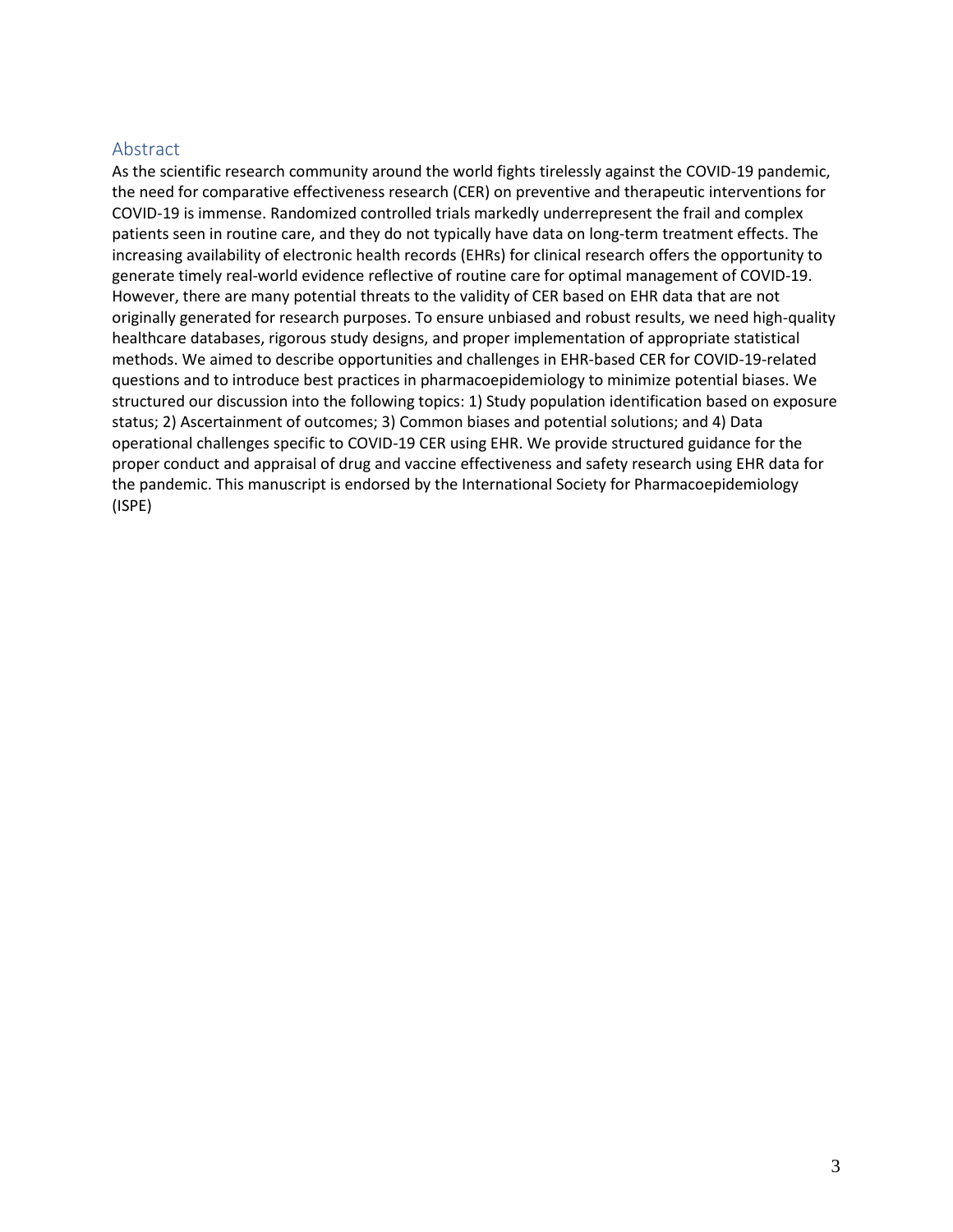## Abstract

As the scientific research community around the world fights tirelessly against the COVID-19 pandemic, the need for comparative effectiveness research (CER) on preventive and therapeutic interventions for COVID-19 is immense. Randomized controlled trials markedly underrepresent the frail and complex patients seen in routine care, and they do not typically have data on long-term treatment effects. The increasing availability of electronic health records (EHRs) for clinical research offers the opportunity to generate timely real-world evidence reflective of routine care for optimal management of COVID-19. However, there are many potential threats to the validity of CER based on EHR data that are not originally generated for research purposes. To ensure unbiased and robust results, we need high-quality healthcare databases, rigorous study designs, and proper implementation of appropriate statistical methods. We aimed to describe opportunities and challenges in EHR-based CER for COVID-19-related questions and to introduce best practices in pharmacoepidemiology to minimize potential biases. We structured our discussion into the following topics: 1) Study population identification based on exposure status; 2) Ascertainment of outcomes; 3) Common biases and potential solutions; and 4) Data operational challenges specific to COVID-19 CER using EHR. We provide structured guidance for the proper conduct and appraisal of drug and vaccine effectiveness and safety research using EHR data for the pandemic. This manuscript is endorsed by the International Society for Pharmacoepidemiology (ISPE)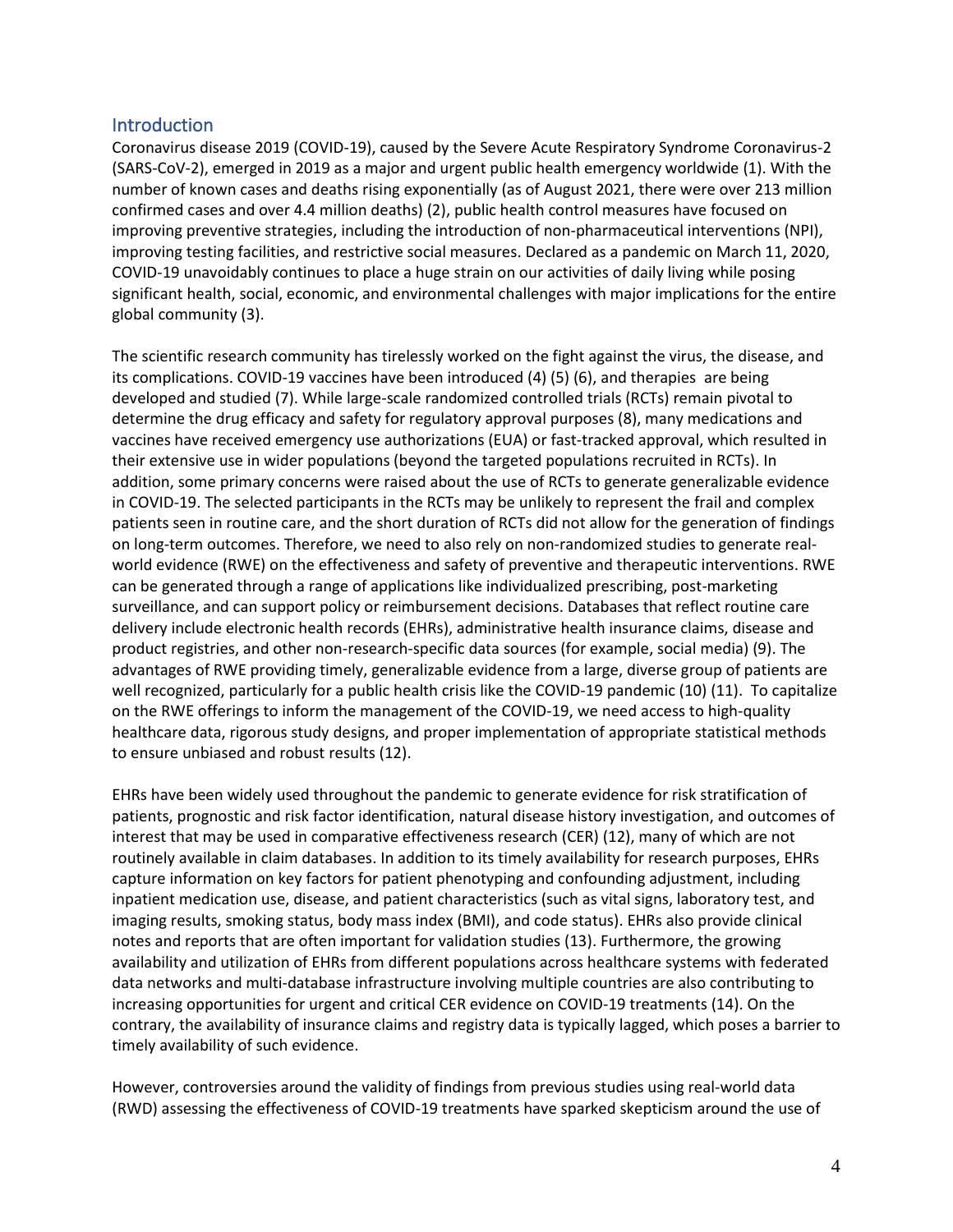## Introduction

Coronavirus disease 2019 (COVID-19), caused by the Severe Acute Respiratory Syndrome Coronavirus-2 (SARS-CoV-2), emerged in 2019 as a major and urgent public health emergency worldwide (1). With the number of known cases and deaths rising exponentially (as of August 2021, there were over 213 million confirmed cases and over 4.4 million deaths) (2), public health control measures have focused on improving preventive strategies, including the introduction of non-pharmaceutical interventions (NPI), improving testing facilities, and restrictive social measures. Declared as a pandemic on March 11, 2020, COVID-19 unavoidably continues to place a huge strain on our activities of daily living while posing significant health, social, economic, and environmental challenges with major implications for the entire global community (3).

The scientific research community has tirelessly worked on the fight against the virus, the disease, and its complications. COVID-19 vaccines have been introduced (4) (5) (6), and therapies are being developed and studied (7). While large-scale randomized controlled trials (RCTs) remain pivotal to determine the drug efficacy and safety for regulatory approval purposes (8), many medications and vaccines have received emergency use authorizations (EUA) or fast-tracked approval, which resulted in their extensive use in wider populations (beyond the targeted populations recruited in RCTs). In addition, some primary concerns were raised about the use of RCTs to generate generalizable evidence in COVID-19. The selected participants in the RCTs may be unlikely to represent the frail and complex patients seen in routine care, and the short duration of RCTs did not allow for the generation of findings on long-term outcomes. Therefore, we need to also rely on non-randomized studies to generate real-world evidence (RWE) on the effectiveness and safety of preventive and therapeutic interventions. RWE can be generated through a range of applications like individualized prescribing, post-marketing surveillance, and can support policy or reimbursement decisions. Databases that reflect routine care delivery include electronic health records (EHRs), administrative health insurance claims, disease and product registries, and other non-research-specific data sources (for example, social media) (9). The advantages of RWE providing timely, generalizable evidence from a large, diverse group of patients are well recognized, particularly for a public health crisis like the COVID-19 pandemic (10) (11). To capitalize on the RWE offerings to inform the management of the COVID-19, we need access to high-quality healthcare data, rigorous study designs, and proper implementation of appropriate statistical methods to ensure unbiased and robust results (12).

EHRs have been widely used throughout the pandemic to generate evidence for risk stratification of patients, prognostic and risk factor identification, natural disease history investigation, and outcomes of interest that may be used in comparative effectiveness research (CER) (12), many of which are not routinely available in claim databases. In addition to its timely availability for research purposes, EHRs capture information on key factors for patient phenotyping and confounding adjustment, including inpatient medication use, disease, and patient characteristics (such as vital signs, laboratory test, and imaging results, smoking status, body mass index (BMI), and code status). EHRs also provide clinical notes and reports that are often important for validation studies (13). Furthermore, the growing availability and utilization of EHRs from different populations across healthcare systems with federated data networks and multi-database infrastructure involving multiple countries are also contributing to increasing opportunities for urgent and critical CER evidence on COVID-19 treatments (14). On the contrary, the availability of insurance claims and registry data is typically lagged, which poses a barrier to timely availability of such evidence.

However, controversies around the validity of findings from previous studies using real-world data (RWD) assessing the effectiveness of COVID-19 treatments have sparked skepticism around the use of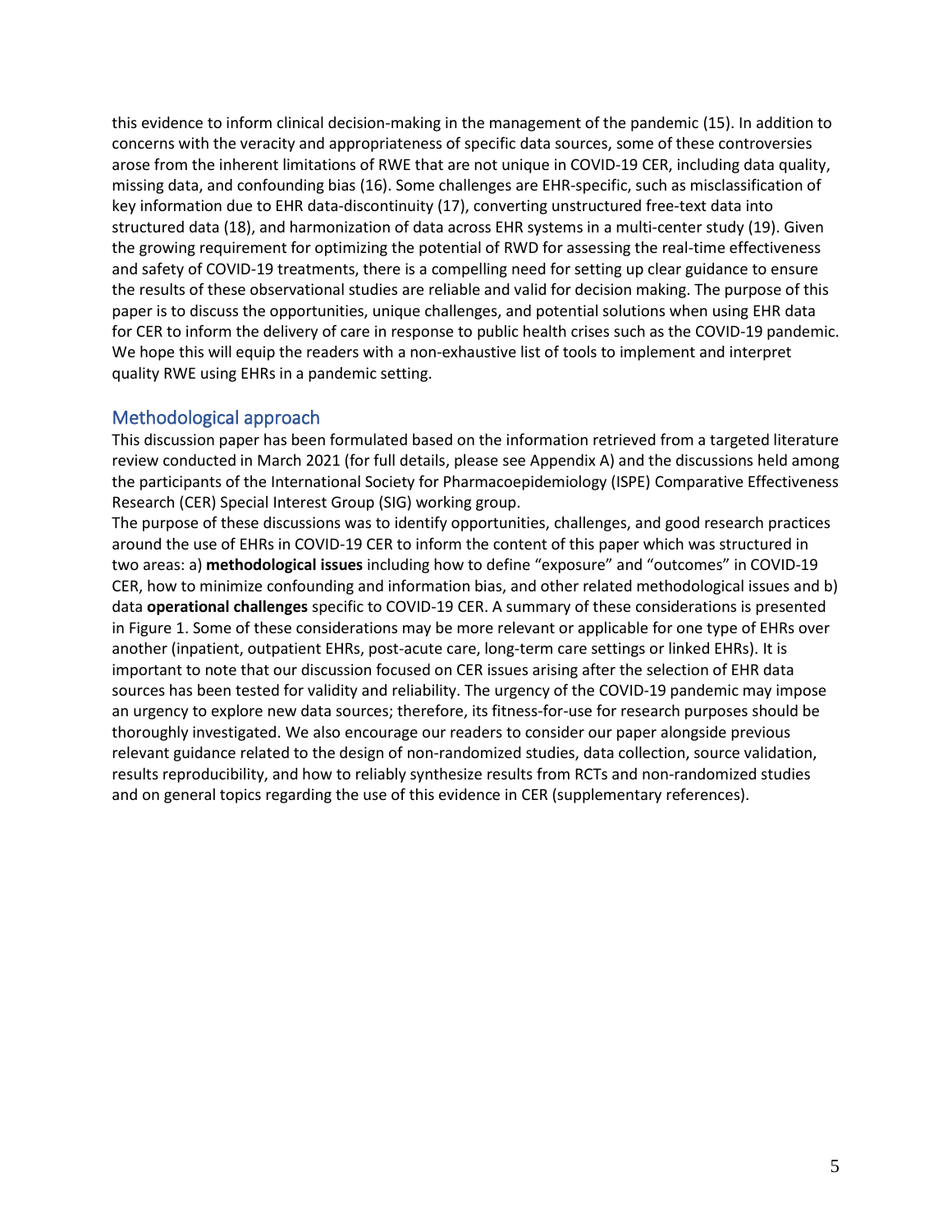this evidence to inform clinical decision-making in the management of the pandemic (15). In addition to concerns with the veracity and appropriateness of specific data sources, some of these controversies arose from the inherent limitations of RWE that are not unique in COVID-19 CER, including data quality, missing data, and confounding bias (16). Some challenges are EHR-specific, such as misclassification of key information due to EHR data-discontinuity (17), converting unstructured free-text data into structured data (18), and harmonization of data across EHR systems in a multi-center study (19). Given the growing requirement for optimizing the potential of RWD for assessing the real-time effectiveness and safety of COVID-19 treatments, there is a compelling need for setting up clear guidance to ensure the results of these observational studies are reliable and valid for decision making. The purpose of this paper is to discuss the opportunities, unique challenges, and potential solutions when using EHR data for CER to inform the delivery of care in response to public health crises such as the COVID-19 pandemic. We hope this will equip the readers with a non-exhaustive list of tools to implement and interpret quality RWE using EHRs in a pandemic setting.

## Methodological approach

This discussion paper has been formulated based on the information retrieved from a targeted literature review conducted in March 2021 (for full details, please see Appendix A) and the discussions held among the participants of the International Society for Pharmacoepidemiology (ISPE) Comparative Effectiveness Research (CER) Special Interest Group (SIG) working group.

The purpose of these discussions was to identify opportunities, challenges, and good research practices around the use of EHRs in COVID-19 CER to inform the content of this paper which was structured in two areas: a) **methodological issues** including how to define "exposure" and "outcomes" in COVID-19 CER, how to minimize confounding and information bias, and other related methodological issues and b) data **operational challenges** specific to COVID-19 CER. A summary of these considerations is presented in Figure 1. Some of these considerations may be more relevant or applicable for one type of EHRs over another (inpatient, outpatient EHRs, post-acute care, long-term care settings or linked EHRs). It is important to note that our discussion focused on CER issues arising after the selection of EHR data sources has been tested for validity and reliability. The urgency of the COVID-19 pandemic may impose an urgency to explore new data sources; therefore, its fitness-for-use for research purposes should be thoroughly investigated. We also encourage our readers to consider our paper alongside previous relevant guidance related to the design of non-randomized studies, data collection, source validation, results reproducibility, and how to reliably synthesize results from RCTs and non-randomized studies and on general topics regarding the use of this evidence in CER (supplementary references).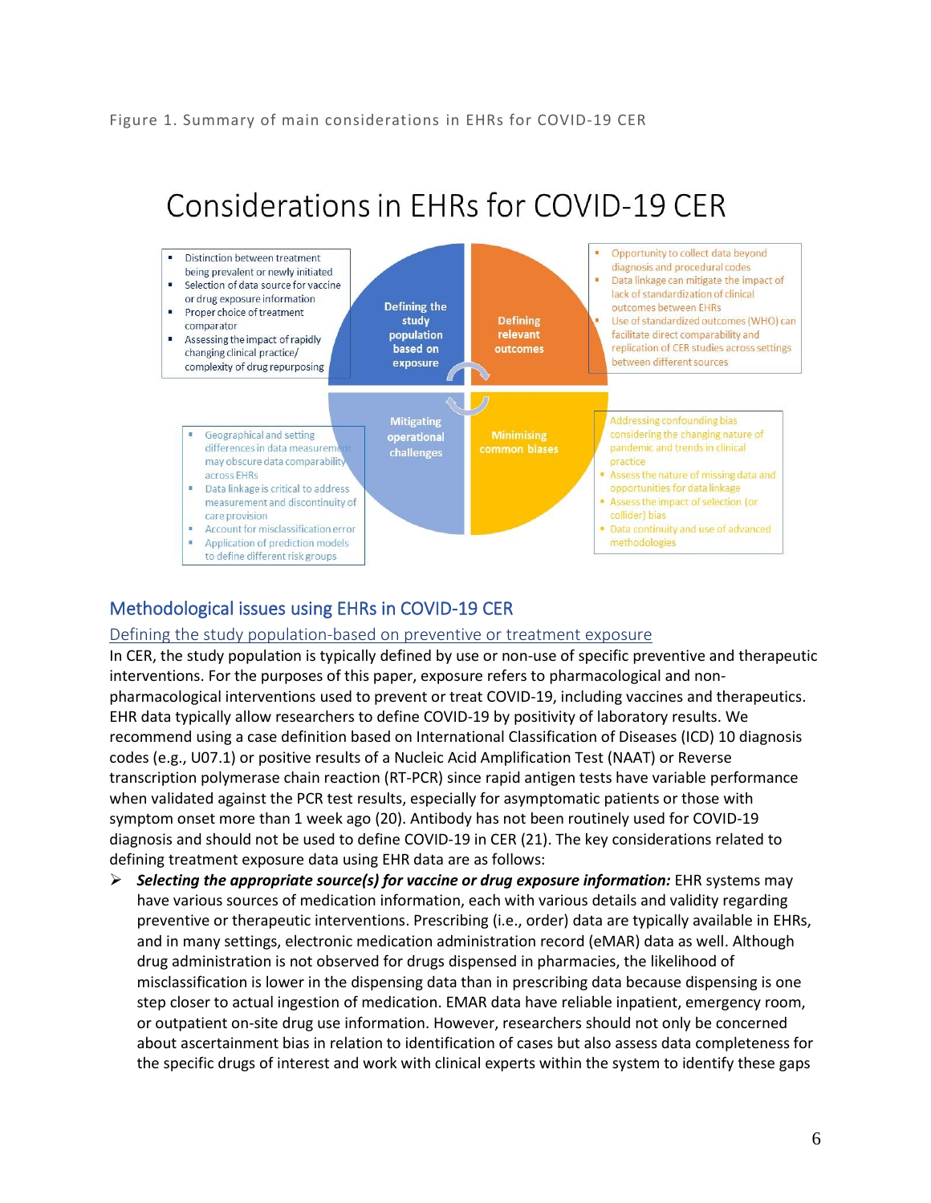Figure 1. Summary of main considerations in EHRs for COVID-19 CER

## Considerations in EHRs for COVID-19 CER

**Defining the study population based on exposure**

- Distinction between treatment being prevalent or newly initiated
- Selection of data source for vaccine or drug exposure information
- Proper choice of treatment comparator
- Assessing the impact of rapidly changing clinical practice/ complexity of drug repurposing

**Defining relevant outcomes**

- Opportunity to collect data beyond diagnosis and procedural codes
- Data linkage can mitigate the impact of lack of standardization of clinical outcomes between EHRs
- Use of standardized outcomes (WHO) can facilitate direct comparability and replication of CER studies across settings between different sources

**Mitigating operational challenges**

- Geographical and setting differences in data measurement may obscure data comparability across EHRs
- Data linkage is critical to address measurement and discontinuity of care provision
- Account for misclassification error
- Application of prediction models to define different risk groups

**Minimising common biases**

- Addressing confounding bias considering the changing nature of pandemic and trends in clinical practice
- Assess the nature of missing data and opportunities for data linkage
- Assess the impact of selection (or collider) bias
- Data continuity and use of advanced methodologies

## Methodological issues using EHRs in COVID-19 CER

### Defining the study population-based on preventive or treatment exposure

In CER, the study population is typically defined by use or non-use of specific preventive and therapeutic interventions. For the purposes of this paper, exposure refers to pharmacological and non-pharmacological interventions used to prevent or treat COVID-19, including vaccines and therapeutics. EHR data typically allow researchers to define COVID-19 by positivity of laboratory results. We recommend using a case definition based on International Classification of Diseases (ICD) 10 diagnosis codes (e.g., U07.1) or positive results of a Nucleic Acid Amplification Test (NAAT) or Reverse transcription polymerase chain reaction (RT-PCR) since rapid antigen tests have variable performance when validated against the PCR test results, especially for asymptomatic patients or those with symptom onset more than 1 week ago (20). Antibody has not been routinely used for COVID-19 diagnosis and should not be used to define COVID-19 in CER (21). The key considerations related to defining treatment exposure data using EHR data are as follows:

- ***Selecting the appropriate source(s) for vaccine or drug exposure information:*** EHR systems may have various sources of medication information, each with various details and validity regarding preventive or therapeutic interventions. Prescribing (i.e., order) data are typically available in EHRs, and in many settings, electronic medication administration record (eMAR) data as well. Although drug administration is not observed for drugs dispensed in pharmacies, the likelihood of misclassification is lower in the dispensing data than in prescribing data because dispensing is one step closer to actual ingestion of medication. EMAR data have reliable inpatient, emergency room, or outpatient on-site drug use information. However, researchers should not only be concerned about ascertainment bias in relation to identification of cases but also assess data completeness for the specific drugs of interest and work with clinical experts within the system to identify these gaps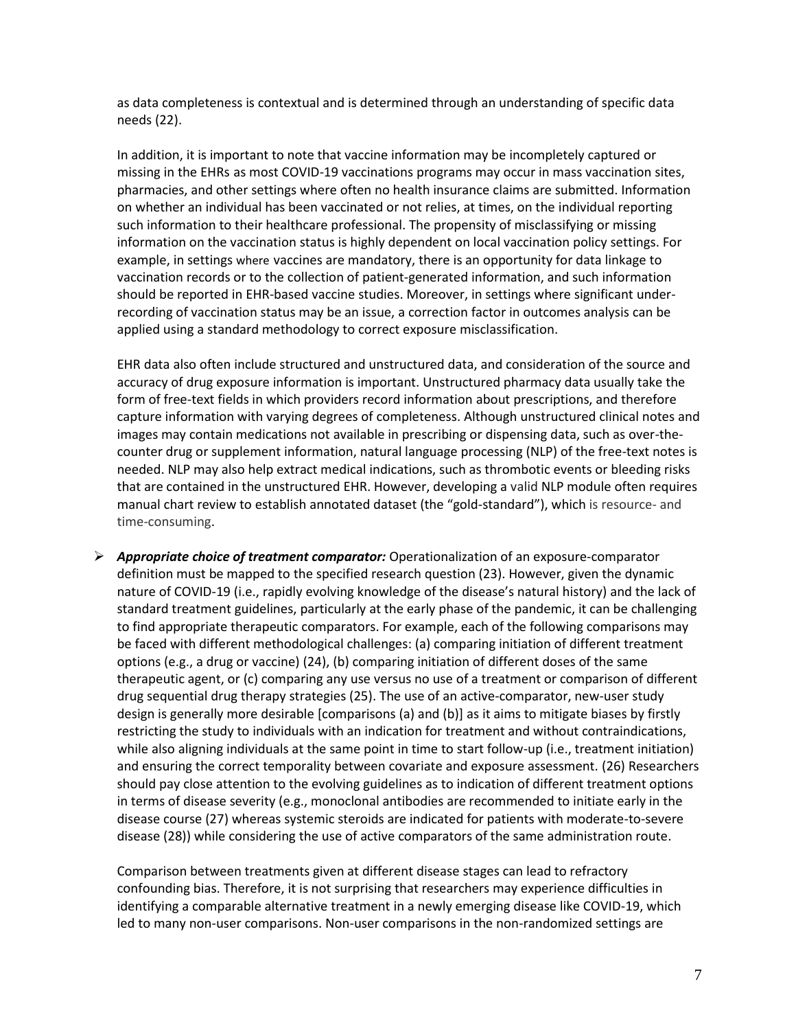as data completeness is contextual and is determined through an understanding of specific data needs (22).

In addition, it is important to note that vaccine information may be incompletely captured or missing in the EHRs as most COVID-19 vaccinations programs may occur in mass vaccination sites, pharmacies, and other settings where often no health insurance claims are submitted. Information on whether an individual has been vaccinated or not relies, at times, on the individual reporting such information to their healthcare professional. The propensity of misclassifying or missing information on the vaccination status is highly dependent on local vaccination policy settings. For example, in settings where vaccines are mandatory, there is an opportunity for data linkage to vaccination records or to the collection of patient-generated information, and such information should be reported in EHR-based vaccine studies. Moreover, in settings where significant under-recording of vaccination status may be an issue, a correction factor in outcomes analysis can be applied using a standard methodology to correct exposure misclassification.

EHR data also often include structured and unstructured data, and consideration of the source and accuracy of drug exposure information is important. Unstructured pharmacy data usually take the form of free-text fields in which providers record information about prescriptions, and therefore capture information with varying degrees of completeness. Although unstructured clinical notes and images may contain medications not available in prescribing or dispensing data, such as over-the-counter drug or supplement information, natural language processing (NLP) of the free-text notes is needed. NLP may also help extract medical indications, such as thrombotic events or bleeding risks that are contained in the unstructured EHR. However, developing a valid NLP module often requires manual chart review to establish annotated dataset (the "gold-standard"), which is resource- and time-consuming.

- ***Appropriate choice of treatment comparator:*** Operationalization of an exposure-comparator definition must be mapped to the specified research question (23). However, given the dynamic nature of COVID-19 (i.e., rapidly evolving knowledge of the disease's natural history) and the lack of standard treatment guidelines, particularly at the early phase of the pandemic, it can be challenging to find appropriate therapeutic comparators. For example, each of the following comparisons may be faced with different methodological challenges: (a) comparing initiation of different treatment options (e.g., a drug or vaccine) (24), (b) comparing initiation of different doses of the same therapeutic agent, or (c) comparing any use versus no use of a treatment or comparison of different drug sequential drug therapy strategies (25). The use of an active-comparator, new-user study design is generally more desirable [comparisons (a) and (b)] as it aims to mitigate biases by firstly restricting the study to individuals with an indication for treatment and without contraindications, while also aligning individuals at the same point in time to start follow-up (i.e., treatment initiation) and ensuring the correct temporality between covariate and exposure assessment. (26) Researchers should pay close attention to the evolving guidelines as to indication of different treatment options in terms of disease severity (e.g., monoclonal antibodies are recommended to initiate early in the disease course (27) whereas systemic steroids are indicated for patients with moderate-to-severe disease (28)) while considering the use of active comparators of the same administration route.

  Comparison between treatments given at different disease stages can lead to refractory confounding bias. Therefore, it is not surprising that researchers may experience difficulties in identifying a comparable alternative treatment in a newly emerging disease like COVID-19, which led to many non-user comparisons. Non-user comparisons in the non-randomized settings are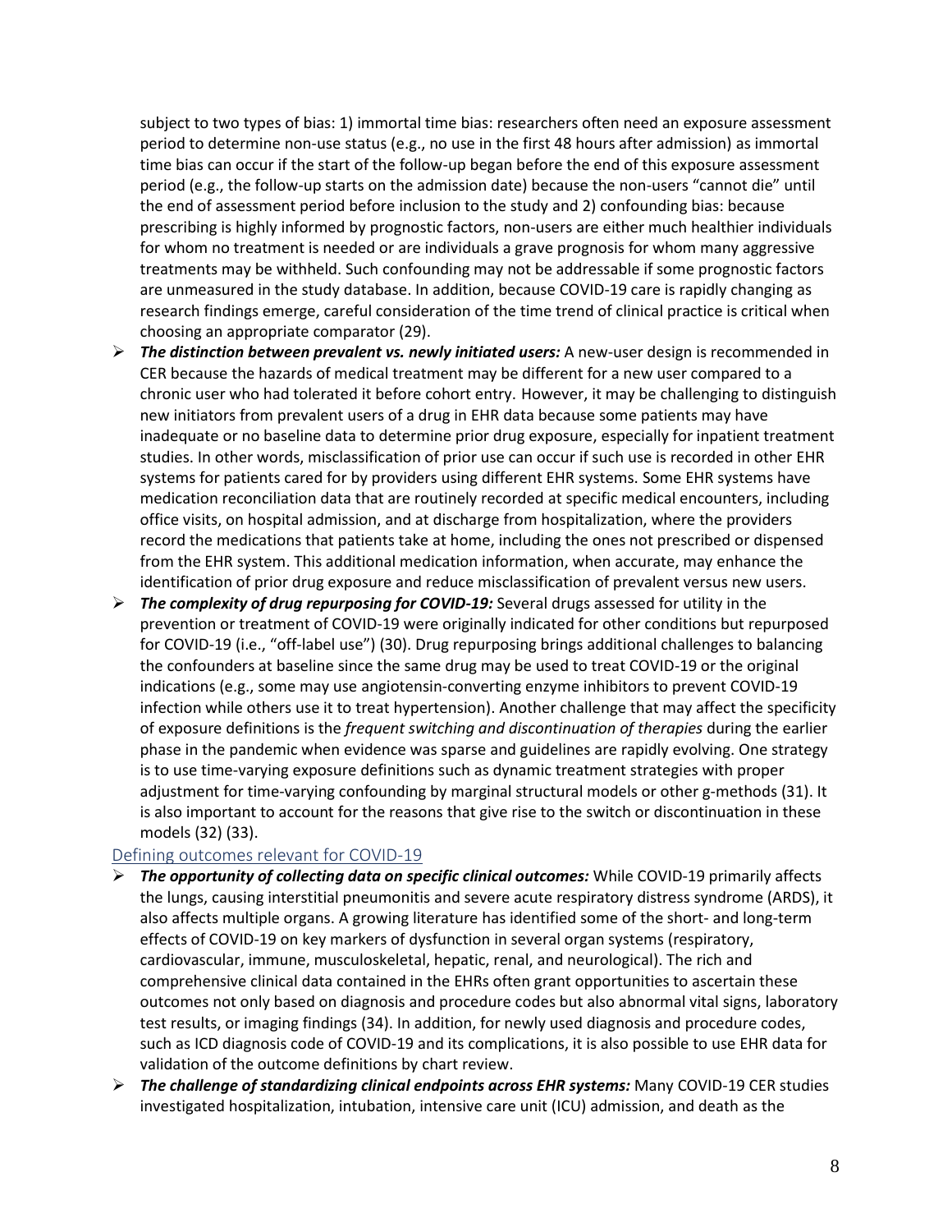subject to two types of bias: 1) immortal time bias: researchers often need an exposure assessment period to determine non-use status (e.g., no use in the first 48 hours after admission) as immortal time bias can occur if the start of the follow-up began before the end of this exposure assessment period (e.g., the follow-up starts on the admission date) because the non-users "cannot die" until the end of assessment period before inclusion to the study and 2) confounding bias: because prescribing is highly informed by prognostic factors, non-users are either much healthier individuals for whom no treatment is needed or are individuals a grave prognosis for whom many aggressive treatments may be withheld. Such confounding may not be addressable if some prognostic factors are unmeasured in the study database. In addition, because COVID-19 care is rapidly changing as research findings emerge, careful consideration of the time trend of clinical practice is critical when choosing an appropriate comparator (29).

- ***The distinction between prevalent vs. newly initiated users:*** A new-user design is recommended in CER because the hazards of medical treatment may be different for a new user compared to a chronic user who had tolerated it before cohort entry. However, it may be challenging to distinguish new initiators from prevalent users of a drug in EHR data because some patients may have inadequate or no baseline data to determine prior drug exposure, especially for inpatient treatment studies. In other words, misclassification of prior use can occur if such use is recorded in other EHR systems for patients cared for by providers using different EHR systems. Some EHR systems have medication reconciliation data that are routinely recorded at specific medical encounters, including office visits, on hospital admission, and at discharge from hospitalization, where the providers record the medications that patients take at home, including the ones not prescribed or dispensed from the EHR system. This additional medication information, when accurate, may enhance the identification of prior drug exposure and reduce misclassification of prevalent versus new users.
- ***The complexity of drug repurposing for COVID-19:*** Several drugs assessed for utility in the prevention or treatment of COVID-19 were originally indicated for other conditions but repurposed for COVID-19 (i.e., "off-label use") (30). Drug repurposing brings additional challenges to balancing the confounders at baseline since the same drug may be used to treat COVID-19 or the original indications (e.g., some may use angiotensin-converting enzyme inhibitors to prevent COVID-19 infection while others use it to treat hypertension). Another challenge that may affect the specificity of exposure definitions is the *frequent switching and discontinuation of therapies* during the earlier phase in the pandemic when evidence was sparse and guidelines are rapidly evolving. One strategy is to use time-varying exposure definitions such as dynamic treatment strategies with proper adjustment for time-varying confounding by marginal structural models or other g-methods (31). It is also important to account for the reasons that give rise to the switch or discontinuation in these models (32) (33).

## Defining outcomes relevant for COVID-19

- ***The opportunity of collecting data on specific clinical outcomes:*** While COVID-19 primarily affects the lungs, causing interstitial pneumonitis and severe acute respiratory distress syndrome (ARDS), it also affects multiple organs. A growing literature has identified some of the short- and long-term effects of COVID-19 on key markers of dysfunction in several organ systems (respiratory, cardiovascular, immune, musculoskeletal, hepatic, renal, and neurological). The rich and comprehensive clinical data contained in the EHRs often grant opportunities to ascertain these outcomes not only based on diagnosis and procedure codes but also abnormal vital signs, laboratory test results, or imaging findings (34). In addition, for newly used diagnosis and procedure codes, such as ICD diagnosis code of COVID-19 and its complications, it is also possible to use EHR data for validation of the outcome definitions by chart review.
- ***The challenge of standardizing clinical endpoints across EHR systems:*** Many COVID-19 CER studies investigated hospitalization, intubation, intensive care unit (ICU) admission, and death as the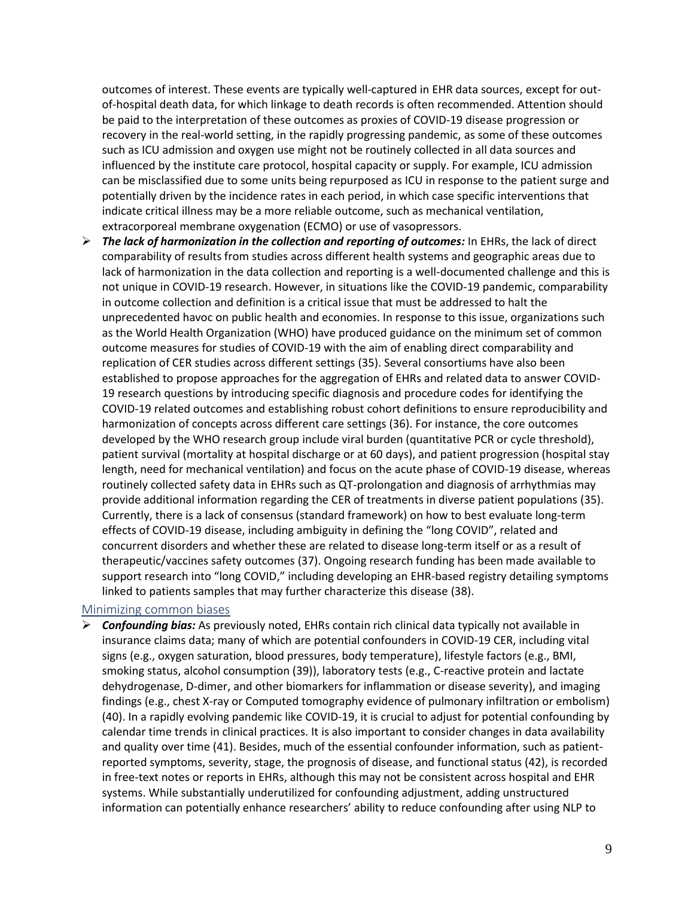outcomes of interest. These events are typically well-captured in EHR data sources, except for out-of-hospital death data, for which linkage to death records is often recommended. Attention should be paid to the interpretation of these outcomes as proxies of COVID-19 disease progression or recovery in the real-world setting, in the rapidly progressing pandemic, as some of these outcomes such as ICU admission and oxygen use might not be routinely collected in all data sources and influenced by the institute care protocol, hospital capacity or supply. For example, ICU admission can be misclassified due to some units being repurposed as ICU in response to the patient surge and potentially driven by the incidence rates in each period, in which case specific interventions that indicate critical illness may be a more reliable outcome, such as mechanical ventilation, extracorporeal membrane oxygenation (ECMO) or use of vasopressors.

- ***The lack of harmonization in the collection and reporting of outcomes:*** In EHRs, the lack of direct comparability of results from studies across different health systems and geographic areas due to lack of harmonization in the data collection and reporting is a well-documented challenge and this is not unique in COVID-19 research. However, in situations like the COVID-19 pandemic, comparability in outcome collection and definition is a critical issue that must be addressed to halt the unprecedented havoc on public health and economies. In response to this issue, organizations such as the World Health Organization (WHO) have produced guidance on the minimum set of common outcome measures for studies of COVID-19 with the aim of enabling direct comparability and replication of CER studies across different settings (35). Several consortiums have also been established to propose approaches for the aggregation of EHRs and related data to answer COVID-19 research questions by introducing specific diagnosis and procedure codes for identifying the COVID-19 related outcomes and establishing robust cohort definitions to ensure reproducibility and harmonization of concepts across different care settings (36). For instance, the core outcomes developed by the WHO research group include viral burden (quantitative PCR or cycle threshold), patient survival (mortality at hospital discharge or at 60 days), and patient progression (hospital stay length, need for mechanical ventilation) and focus on the acute phase of COVID-19 disease, whereas routinely collected safety data in EHRs such as QT-prolongation and diagnosis of arrhythmias may provide additional information regarding the CER of treatments in diverse patient populations (35). Currently, there is a lack of consensus (standard framework) on how to best evaluate long-term effects of COVID-19 disease, including ambiguity in defining the "long COVID", related and concurrent disorders and whether these are related to disease long-term itself or as a result of therapeutic/vaccines safety outcomes (37). Ongoing research funding has been made available to support research into "long COVID," including developing an EHR-based registry detailing symptoms linked to patients samples that may further characterize this disease (38).

### Minimizing common biases

- ***Confounding bias:*** As previously noted, EHRs contain rich clinical data typically not available in insurance claims data; many of which are potential confounders in COVID-19 CER, including vital signs (e.g., oxygen saturation, blood pressures, body temperature), lifestyle factors (e.g., BMI, smoking status, alcohol consumption (39)), laboratory tests (e.g., C-reactive protein and lactate dehydrogenase, D-dimer, and other biomarkers for inflammation or disease severity), and imaging findings (e.g., chest X-ray or Computed tomography evidence of pulmonary infiltration or embolism) (40). In a rapidly evolving pandemic like COVID-19, it is crucial to adjust for potential confounding by calendar time trends in clinical practices. It is also important to consider changes in data availability and quality over time (41). Besides, much of the essential confounder information, such as patient-reported symptoms, severity, stage, the prognosis of disease, and functional status (42), is recorded in free-text notes or reports in EHRs, although this may not be consistent across hospital and EHR systems. While substantially underutilized for confounding adjustment, adding unstructured information can potentially enhance researchers' ability to reduce confounding after using NLP to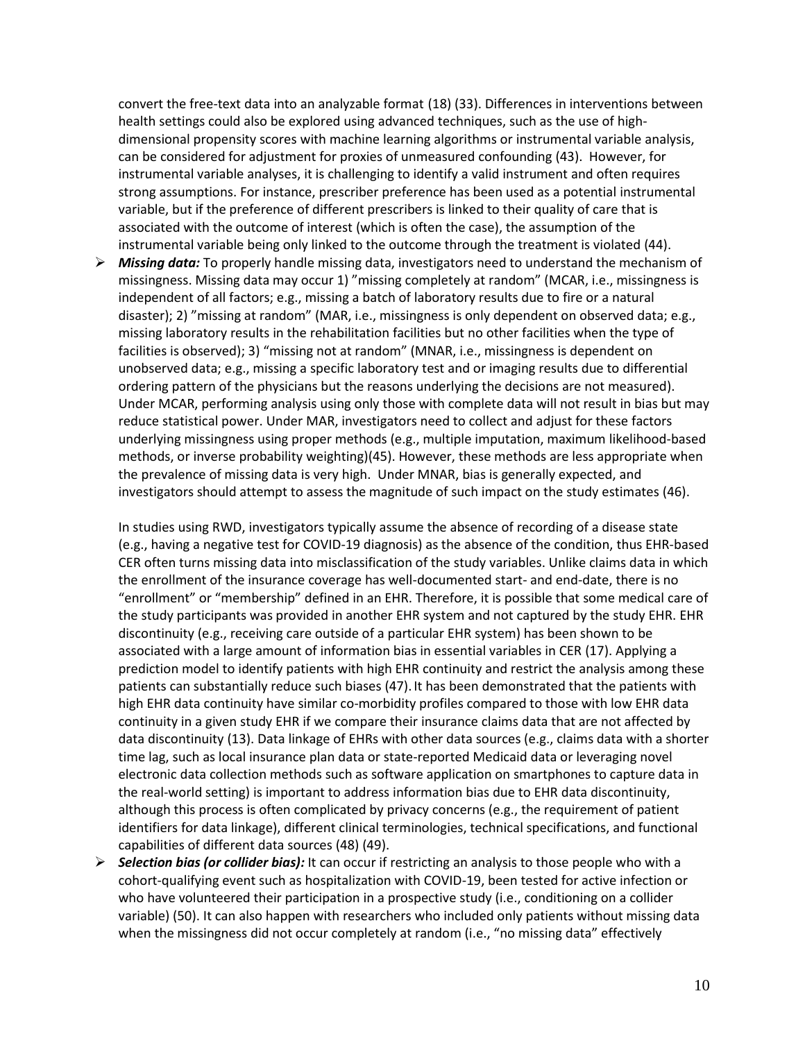convert the free-text data into an analyzable format (18) (33). Differences in interventions between health settings could also be explored using advanced techniques, such as the use of high-dimensional propensity scores with machine learning algorithms or instrumental variable analysis, can be considered for adjustment for proxies of unmeasured confounding (43). However, for instrumental variable analyses, it is challenging to identify a valid instrument and often requires strong assumptions. For instance, prescriber preference has been used as a potential instrumental variable, but if the preference of different prescribers is linked to their quality of care that is associated with the outcome of interest (which is often the case), the assumption of the instrumental variable being only linked to the outcome through the treatment is violated (44).

- ***Missing data:*** To properly handle missing data, investigators need to understand the mechanism of missingness. Missing data may occur 1) "missing completely at random" (MCAR, i.e., missingness is independent of all factors; e.g., missing a batch of laboratory results due to fire or a natural disaster); 2) "missing at random" (MAR, i.e., missingness is only dependent on observed data; e.g., missing laboratory results in the rehabilitation facilities but no other facilities when the type of facilities is observed); 3) "missing not at random" (MNAR, i.e., missingness is dependent on unobserved data; e.g., missing a specific laboratory test and or imaging results due to differential ordering pattern of the physicians but the reasons underlying the decisions are not measured). Under MCAR, performing analysis using only those with complete data will not result in bias but may reduce statistical power. Under MAR, investigators need to collect and adjust for these factors underlying missingness using proper methods (e.g., multiple imputation, maximum likelihood-based methods, or inverse probability weighting)(45). However, these methods are less appropriate when the prevalence of missing data is very high. Under MNAR, bias is generally expected, and investigators should attempt to assess the magnitude of such impact on the study estimates (46).

  In studies using RWD, investigators typically assume the absence of recording of a disease state (e.g., having a negative test for COVID-19 diagnosis) as the absence of the condition, thus EHR-based CER often turns missing data into misclassification of the study variables. Unlike claims data in which the enrollment of the insurance coverage has well-documented start- and end-date, there is no "enrollment" or "membership" defined in an EHR. Therefore, it is possible that some medical care of the study participants was provided in another EHR system and not captured by the study EHR. EHR discontinuity (e.g., receiving care outside of a particular EHR system) has been shown to be associated with a large amount of information bias in essential variables in CER (17). Applying a prediction model to identify patients with high EHR continuity and restrict the analysis among these patients can substantially reduce such biases (47). It has been demonstrated that the patients with high EHR data continuity have similar co-morbidity profiles compared to those with low EHR data continuity in a given study EHR if we compare their insurance claims data that are not affected by data discontinuity (13). Data linkage of EHRs with other data sources (e.g., claims data with a shorter time lag, such as local insurance plan data or state-reported Medicaid data or leveraging novel electronic data collection methods such as software application on smartphones to capture data in the real-world setting) is important to address information bias due to EHR data discontinuity, although this process is often complicated by privacy concerns (e.g., the requirement of patient identifiers for data linkage), different clinical terminologies, technical specifications, and functional capabilities of different data sources (48) (49).

- ***Selection bias (or collider bias):*** It can occur if restricting an analysis to those people who with a cohort-qualifying event such as hospitalization with COVID-19, been tested for active infection or who have volunteered their participation in a prospective study (i.e., conditioning on a collider variable) (50). It can also happen with researchers who included only patients without missing data when the missingness did not occur completely at random (i.e., "no missing data" effectively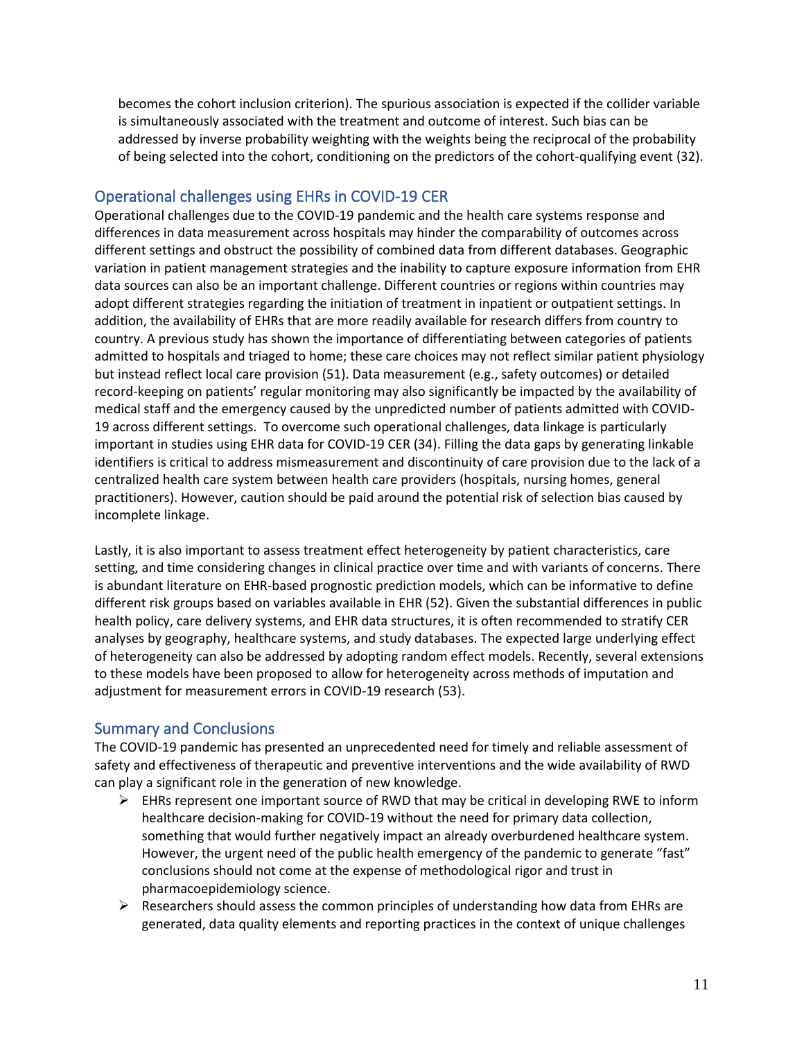becomes the cohort inclusion criterion). The spurious association is expected if the collider variable is simultaneously associated with the treatment and outcome of interest. Such bias can be addressed by inverse probability weighting with the weights being the reciprocal of the probability of being selected into the cohort, conditioning on the predictors of the cohort-qualifying event (32).

## Operational challenges using EHRs in COVID-19 CER

Operational challenges due to the COVID-19 pandemic and the health care systems response and differences in data measurement across hospitals may hinder the comparability of outcomes across different settings and obstruct the possibility of combined data from different databases. Geographic variation in patient management strategies and the inability to capture exposure information from EHR data sources can also be an important challenge. Different countries or regions within countries may adopt different strategies regarding the initiation of treatment in inpatient or outpatient settings. In addition, the availability of EHRs that are more readily available for research differs from country to country. A previous study has shown the importance of differentiating between categories of patients admitted to hospitals and triaged to home; these care choices may not reflect similar patient physiology but instead reflect local care provision (51). Data measurement (e.g., safety outcomes) or detailed record-keeping on patients' regular monitoring may also significantly be impacted by the availability of medical staff and the emergency caused by the unpredicted number of patients admitted with COVID-19 across different settings. To overcome such operational challenges, data linkage is particularly important in studies using EHR data for COVID-19 CER (34). Filling the data gaps by generating linkable identifiers is critical to address mismeasurement and discontinuity of care provision due to the lack of a centralized health care system between health care providers (hospitals, nursing homes, general practitioners). However, caution should be paid around the potential risk of selection bias caused by incomplete linkage.

Lastly, it is also important to assess treatment effect heterogeneity by patient characteristics, care setting, and time considering changes in clinical practice over time and with variants of concerns. There is abundant literature on EHR-based prognostic prediction models, which can be informative to define different risk groups based on variables available in EHR (52). Given the substantial differences in public health policy, care delivery systems, and EHR data structures, it is often recommended to stratify CER analyses by geography, healthcare systems, and study databases. The expected large underlying effect of heterogeneity can also be addressed by adopting random effect models. Recently, several extensions to these models have been proposed to allow for heterogeneity across methods of imputation and adjustment for measurement errors in COVID-19 research (53).

## Summary and Conclusions

The COVID-19 pandemic has presented an unprecedented need for timely and reliable assessment of safety and effectiveness of therapeutic and preventive interventions and the wide availability of RWD can play a significant role in the generation of new knowledge.

- EHRs represent one important source of RWD that may be critical in developing RWE to inform healthcare decision-making for COVID-19 without the need for primary data collection, something that would further negatively impact an already overburdened healthcare system. However, the urgent need of the public health emergency of the pandemic to generate "fast" conclusions should not come at the expense of methodological rigor and trust in pharmacoepidemiology science.
- Researchers should assess the common principles of understanding how data from EHRs are generated, data quality elements and reporting practices in the context of unique challenges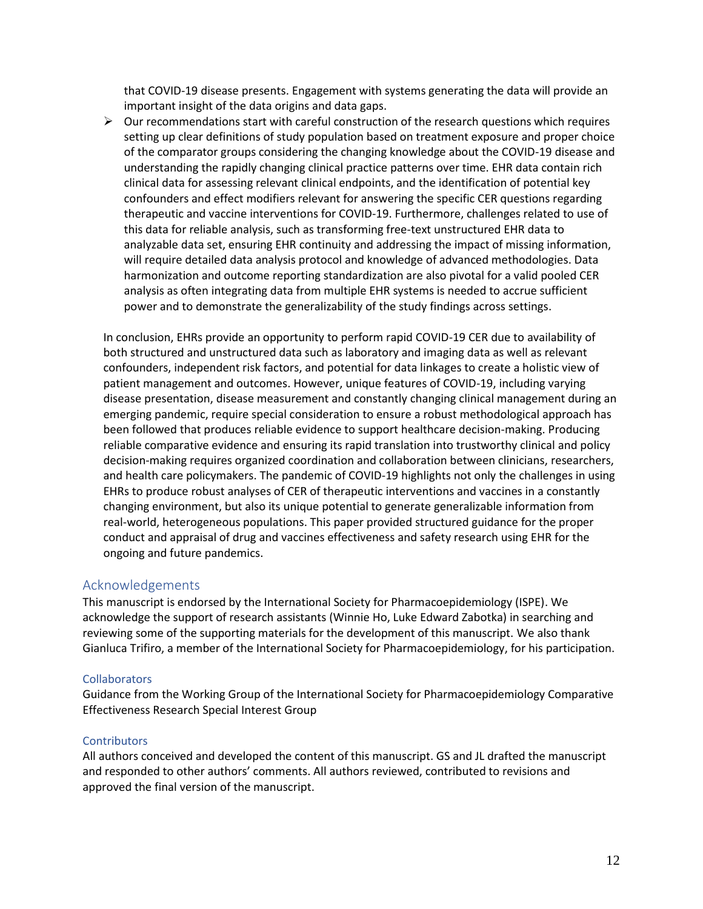that COVID-19 disease presents. Engagement with systems generating the data will provide an important insight of the data origins and data gaps.

- Our recommendations start with careful construction of the research questions which requires setting up clear definitions of study population based on treatment exposure and proper choice of the comparator groups considering the changing knowledge about the COVID-19 disease and understanding the rapidly changing clinical practice patterns over time. EHR data contain rich clinical data for assessing relevant clinical endpoints, and the identification of potential key confounders and effect modifiers relevant for answering the specific CER questions regarding therapeutic and vaccine interventions for COVID-19. Furthermore, challenges related to use of this data for reliable analysis, such as transforming free-text unstructured EHR data to analyzable data set, ensuring EHR continuity and addressing the impact of missing information, will require detailed data analysis protocol and knowledge of advanced methodologies. Data harmonization and outcome reporting standardization are also pivotal for a valid pooled CER analysis as often integrating data from multiple EHR systems is needed to accrue sufficient power and to demonstrate the generalizability of the study findings across settings.

In conclusion, EHRs provide an opportunity to perform rapid COVID-19 CER due to availability of both structured and unstructured data such as laboratory and imaging data as well as relevant confounders, independent risk factors, and potential for data linkages to create a holistic view of patient management and outcomes. However, unique features of COVID-19, including varying disease presentation, disease measurement and constantly changing clinical management during an emerging pandemic, require special consideration to ensure a robust methodological approach has been followed that produces reliable evidence to support healthcare decision-making. Producing reliable comparative evidence and ensuring its rapid translation into trustworthy clinical and policy decision-making requires organized coordination and collaboration between clinicians, researchers, and health care policymakers. The pandemic of COVID-19 highlights not only the challenges in using EHRs to produce robust analyses of CER of therapeutic interventions and vaccines in a constantly changing environment, but also its unique potential to generate generalizable information from real-world, heterogeneous populations. This paper provided structured guidance for the proper conduct and appraisal of drug and vaccines effectiveness and safety research using EHR for the ongoing and future pandemics.

## Acknowledgements

This manuscript is endorsed by the International Society for Pharmacoepidemiology (ISPE). We acknowledge the support of research assistants (Winnie Ho, Luke Edward Zabotka) in searching and reviewing some of the supporting materials for the development of this manuscript. We also thank Gianluca Trifiro, a member of the International Society for Pharmacoepidemiology, for his participation.

### Collaborators

Guidance from the Working Group of the International Society for Pharmacoepidemiology Comparative Effectiveness Research Special Interest Group

### Contributors

All authors conceived and developed the content of this manuscript. GS and JL drafted the manuscript and responded to other authors' comments. All authors reviewed, contributed to revisions and approved the final version of the manuscript.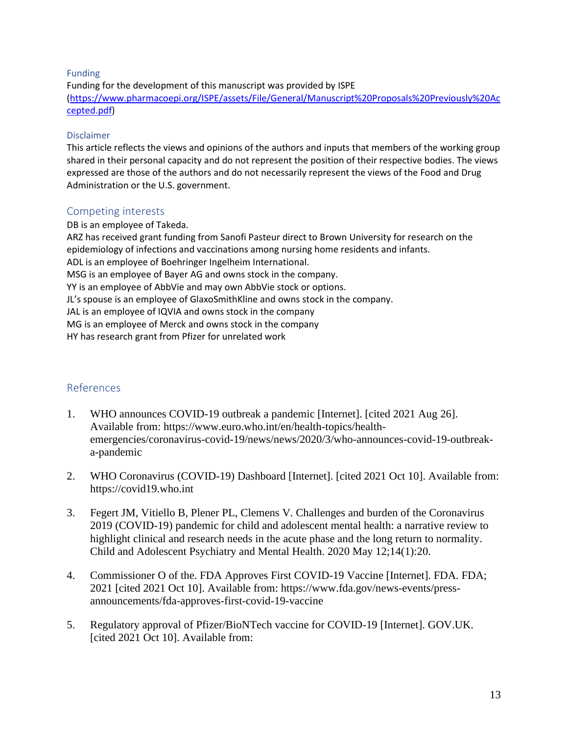### Funding

Funding for the development of this manuscript was provided by ISPE (https://www.pharmacoepi.org/ISPE/assets/File/General/Manuscript%20Proposals%20Previously%20Accepted.pdf)

### Disclaimer

This article reflects the views and opinions of the authors and inputs that members of the working group shared in their personal capacity and do not represent the position of their respective bodies. The views expressed are those of the authors and do not necessarily represent the views of the Food and Drug Administration or the U.S. government.

## Competing interests

DB is an employee of Takeda.
ARZ has received grant funding from Sanofi Pasteur direct to Brown University for research on the epidemiology of infections and vaccinations among nursing home residents and infants.
ADL is an employee of Boehringer Ingelheim International.
MSG is an employee of Bayer AG and owns stock in the company.
YY is an employee of AbbVie and may own AbbVie stock or options.
JL's spouse is an employee of GlaxoSmithKline and owns stock in the company.
JAL is an employee of IQVIA and owns stock in the company
MG is an employee of Merck and owns stock in the company
HY has research grant from Pfizer for unrelated work

## References

1. WHO announces COVID-19 outbreak a pandemic [Internet]. [cited 2021 Aug 26]. Available from: https://www.euro.who.int/en/health-topics/health-emergencies/coronavirus-covid-19/news/news/2020/3/who-announces-covid-19-outbreak-a-pandemic

2. WHO Coronavirus (COVID-19) Dashboard [Internet]. [cited 2021 Oct 10]. Available from: https://covid19.who.int

3. Fegert JM, Vitiello B, Plener PL, Clemens V. Challenges and burden of the Coronavirus 2019 (COVID-19) pandemic for child and adolescent mental health: a narrative review to highlight clinical and research needs in the acute phase and the long return to normality. Child and Adolescent Psychiatry and Mental Health. 2020 May 12;14(1):20.

4. Commissioner O of the. FDA Approves First COVID-19 Vaccine [Internet]. FDA. FDA; 2021 [cited 2021 Oct 10]. Available from: https://www.fda.gov/news-events/press-announcements/fda-approves-first-covid-19-vaccine

5. Regulatory approval of Pfizer/BioNTech vaccine for COVID-19 [Internet]. GOV.UK. [cited 2021 Oct 10]. Available from: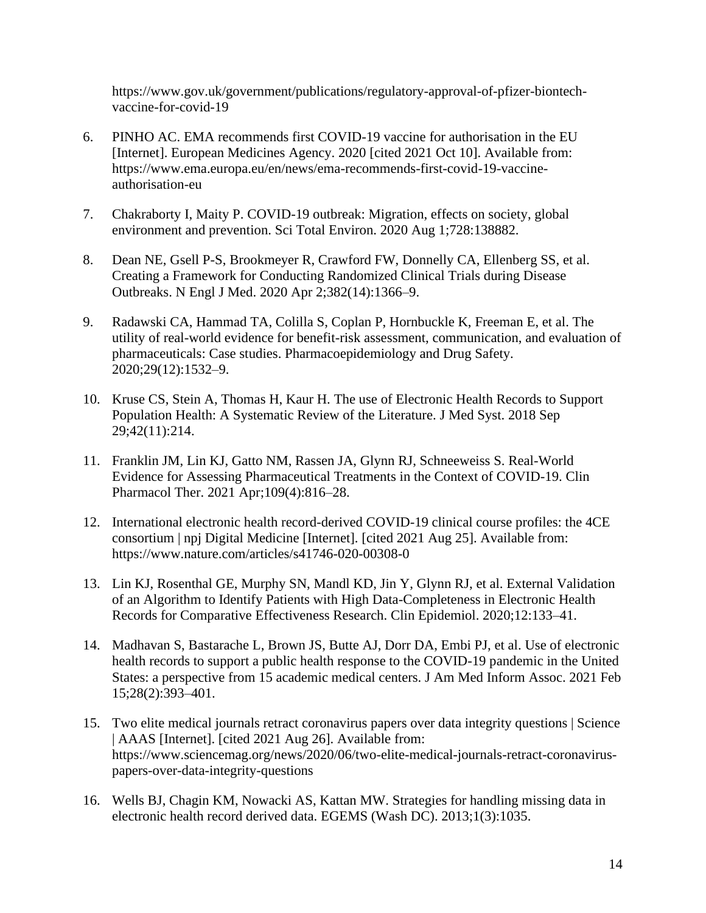https://www.gov.uk/government/publications/regulatory-approval-of-pfizer-biontech-vaccine-for-covid-19

6. PINHO AC. EMA recommends first COVID-19 vaccine for authorisation in the EU [Internet]. European Medicines Agency. 2020 [cited 2021 Oct 10]. Available from: https://www.ema.europa.eu/en/news/ema-recommends-first-covid-19-vaccine-authorisation-eu

7. Chakraborty I, Maity P. COVID-19 outbreak: Migration, effects on society, global environment and prevention. Sci Total Environ. 2020 Aug 1;728:138882.

8. Dean NE, Gsell P-S, Brookmeyer R, Crawford FW, Donnelly CA, Ellenberg SS, et al. Creating a Framework for Conducting Randomized Clinical Trials during Disease Outbreaks. N Engl J Med. 2020 Apr 2;382(14):1366–9.

9. Radawski CA, Hammad TA, Colilla S, Coplan P, Hornbuckle K, Freeman E, et al. The utility of real-world evidence for benefit-risk assessment, communication, and evaluation of pharmaceuticals: Case studies. Pharmacoepidemiology and Drug Safety. 2020;29(12):1532–9.

10. Kruse CS, Stein A, Thomas H, Kaur H. The use of Electronic Health Records to Support Population Health: A Systematic Review of the Literature. J Med Syst. 2018 Sep 29;42(11):214.

11. Franklin JM, Lin KJ, Gatto NM, Rassen JA, Glynn RJ, Schneeweiss S. Real-World Evidence for Assessing Pharmaceutical Treatments in the Context of COVID-19. Clin Pharmacol Ther. 2021 Apr;109(4):816–28.

12. International electronic health record-derived COVID-19 clinical course profiles: the 4CE consortium | npj Digital Medicine [Internet]. [cited 2021 Aug 25]. Available from: https://www.nature.com/articles/s41746-020-00308-0

13. Lin KJ, Rosenthal GE, Murphy SN, Mandl KD, Jin Y, Glynn RJ, et al. External Validation of an Algorithm to Identify Patients with High Data-Completeness in Electronic Health Records for Comparative Effectiveness Research. Clin Epidemiol. 2020;12:133–41.

14. Madhavan S, Bastarache L, Brown JS, Butte AJ, Dorr DA, Embi PJ, et al. Use of electronic health records to support a public health response to the COVID-19 pandemic in the United States: a perspective from 15 academic medical centers. J Am Med Inform Assoc. 2021 Feb 15;28(2):393–401.

15. Two elite medical journals retract coronavirus papers over data integrity questions | Science | AAAS [Internet]. [cited 2021 Aug 26]. Available from: https://www.sciencemag.org/news/2020/06/two-elite-medical-journals-retract-coronavirus-papers-over-data-integrity-questions

16. Wells BJ, Chagin KM, Nowacki AS, Kattan MW. Strategies for handling missing data in electronic health record derived data. EGEMS (Wash DC). 2013;1(3):1035.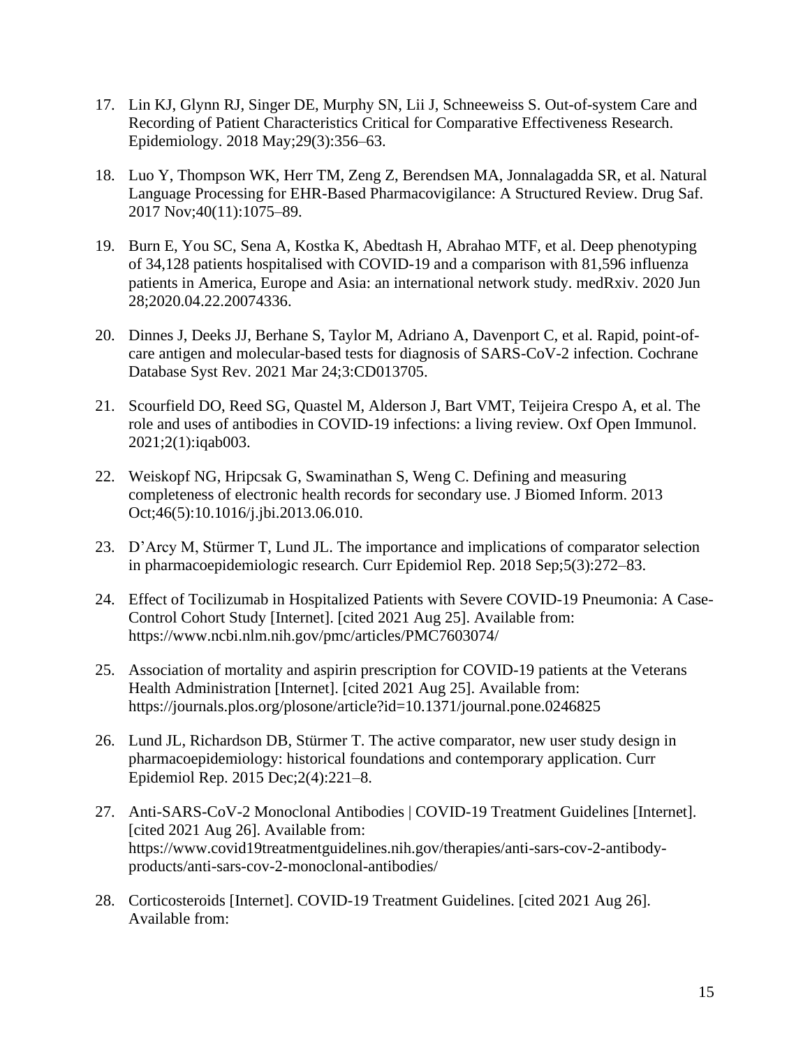17. Lin KJ, Glynn RJ, Singer DE, Murphy SN, Lii J, Schneeweiss S. Out-of-system Care and Recording of Patient Characteristics Critical for Comparative Effectiveness Research. Epidemiology. 2018 May;29(3):356–63.

18. Luo Y, Thompson WK, Herr TM, Zeng Z, Berendsen MA, Jonnalagadda SR, et al. Natural Language Processing for EHR-Based Pharmacovigilance: A Structured Review. Drug Saf. 2017 Nov;40(11):1075–89.

19. Burn E, You SC, Sena A, Kostka K, Abedtash H, Abrahao MTF, et al. Deep phenotyping of 34,128 patients hospitalised with COVID-19 and a comparison with 81,596 influenza patients in America, Europe and Asia: an international network study. medRxiv. 2020 Jun 28;2020.04.22.20074336.

20. Dinnes J, Deeks JJ, Berhane S, Taylor M, Adriano A, Davenport C, et al. Rapid, point-of-care antigen and molecular-based tests for diagnosis of SARS-CoV-2 infection. Cochrane Database Syst Rev. 2021 Mar 24;3:CD013705.

21. Scourfield DO, Reed SG, Quastel M, Alderson J, Bart VMT, Teijeira Crespo A, et al. The role and uses of antibodies in COVID-19 infections: a living review. Oxf Open Immunol. 2021;2(1):iqab003.

22. Weiskopf NG, Hripcsak G, Swaminathan S, Weng C. Defining and measuring completeness of electronic health records for secondary use. J Biomed Inform. 2013 Oct;46(5):10.1016/j.jbi.2013.06.010.

23. D'Arcy M, Stürmer T, Lund JL. The importance and implications of comparator selection in pharmacoepidemiologic research. Curr Epidemiol Rep. 2018 Sep;5(3):272–83.

24. Effect of Tocilizumab in Hospitalized Patients with Severe COVID-19 Pneumonia: A Case-Control Cohort Study [Internet]. [cited 2021 Aug 25]. Available from: https://www.ncbi.nlm.nih.gov/pmc/articles/PMC7603074/

25. Association of mortality and aspirin prescription for COVID-19 patients at the Veterans Health Administration [Internet]. [cited 2021 Aug 25]. Available from: https://journals.plos.org/plosone/article?id=10.1371/journal.pone.0246825

26. Lund JL, Richardson DB, Stürmer T. The active comparator, new user study design in pharmacoepidemiology: historical foundations and contemporary application. Curr Epidemiol Rep. 2015 Dec;2(4):221–8.

27. Anti-SARS-CoV-2 Monoclonal Antibodies | COVID-19 Treatment Guidelines [Internet]. [cited 2021 Aug 26]. Available from: https://www.covid19treatmentguidelines.nih.gov/therapies/anti-sars-cov-2-antibody-products/anti-sars-cov-2-monoclonal-antibodies/

28. Corticosteroids [Internet]. COVID-19 Treatment Guidelines. [cited 2021 Aug 26]. Available from: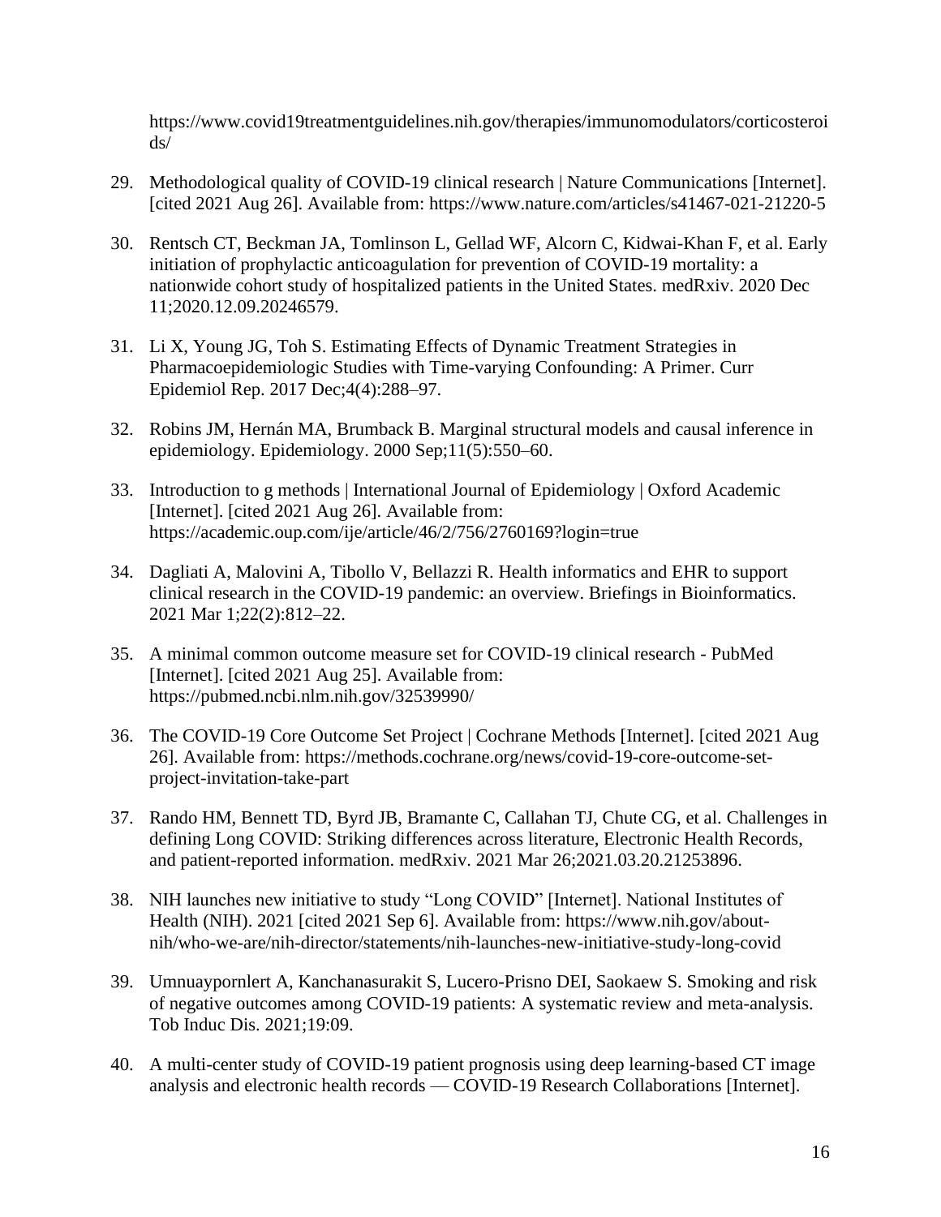https://www.covid19treatmentguidelines.nih.gov/therapies/immunomodulators/corticosteroids/

29. Methodological quality of COVID-19 clinical research | Nature Communications [Internet]. [cited 2021 Aug 26]. Available from: https://www.nature.com/articles/s41467-021-21220-5

30. Rentsch CT, Beckman JA, Tomlinson L, Gellad WF, Alcorn C, Kidwai-Khan F, et al. Early initiation of prophylactic anticoagulation for prevention of COVID-19 mortality: a nationwide cohort study of hospitalized patients in the United States. medRxiv. 2020 Dec 11;2020.12.09.20246579.

31. Li X, Young JG, Toh S. Estimating Effects of Dynamic Treatment Strategies in Pharmacoepidemiologic Studies with Time-varying Confounding: A Primer. Curr Epidemiol Rep. 2017 Dec;4(4):288–97.

32. Robins JM, Hernán MA, Brumback B. Marginal structural models and causal inference in epidemiology. Epidemiology. 2000 Sep;11(5):550–60.

33. Introduction to g methods | International Journal of Epidemiology | Oxford Academic [Internet]. [cited 2021 Aug 26]. Available from: https://academic.oup.com/ije/article/46/2/756/2760169?login=true

34. Dagliati A, Malovini A, Tibollo V, Bellazzi R. Health informatics and EHR to support clinical research in the COVID-19 pandemic: an overview. Briefings in Bioinformatics. 2021 Mar 1;22(2):812–22.

35. A minimal common outcome measure set for COVID-19 clinical research - PubMed [Internet]. [cited 2021 Aug 25]. Available from: https://pubmed.ncbi.nlm.nih.gov/32539990/

36. The COVID-19 Core Outcome Set Project | Cochrane Methods [Internet]. [cited 2021 Aug 26]. Available from: https://methods.cochrane.org/news/covid-19-core-outcome-set-project-invitation-take-part

37. Rando HM, Bennett TD, Byrd JB, Bramante C, Callahan TJ, Chute CG, et al. Challenges in defining Long COVID: Striking differences across literature, Electronic Health Records, and patient-reported information. medRxiv. 2021 Mar 26;2021.03.20.21253896.

38. NIH launches new initiative to study "Long COVID" [Internet]. National Institutes of Health (NIH). 2021 [cited 2021 Sep 6]. Available from: https://www.nih.gov/about-nih/who-we-are/nih-director/statements/nih-launches-new-initiative-study-long-covid

39. Umnuaypornlert A, Kanchanasurakit S, Lucero-Prisno DEI, Saokaew S. Smoking and risk of negative outcomes among COVID-19 patients: A systematic review and meta-analysis. Tob Induc Dis. 2021;19:09.

40. A multi-center study of COVID-19 patient prognosis using deep learning-based CT image analysis and electronic health records — COVID-19 Research Collaborations [Internet].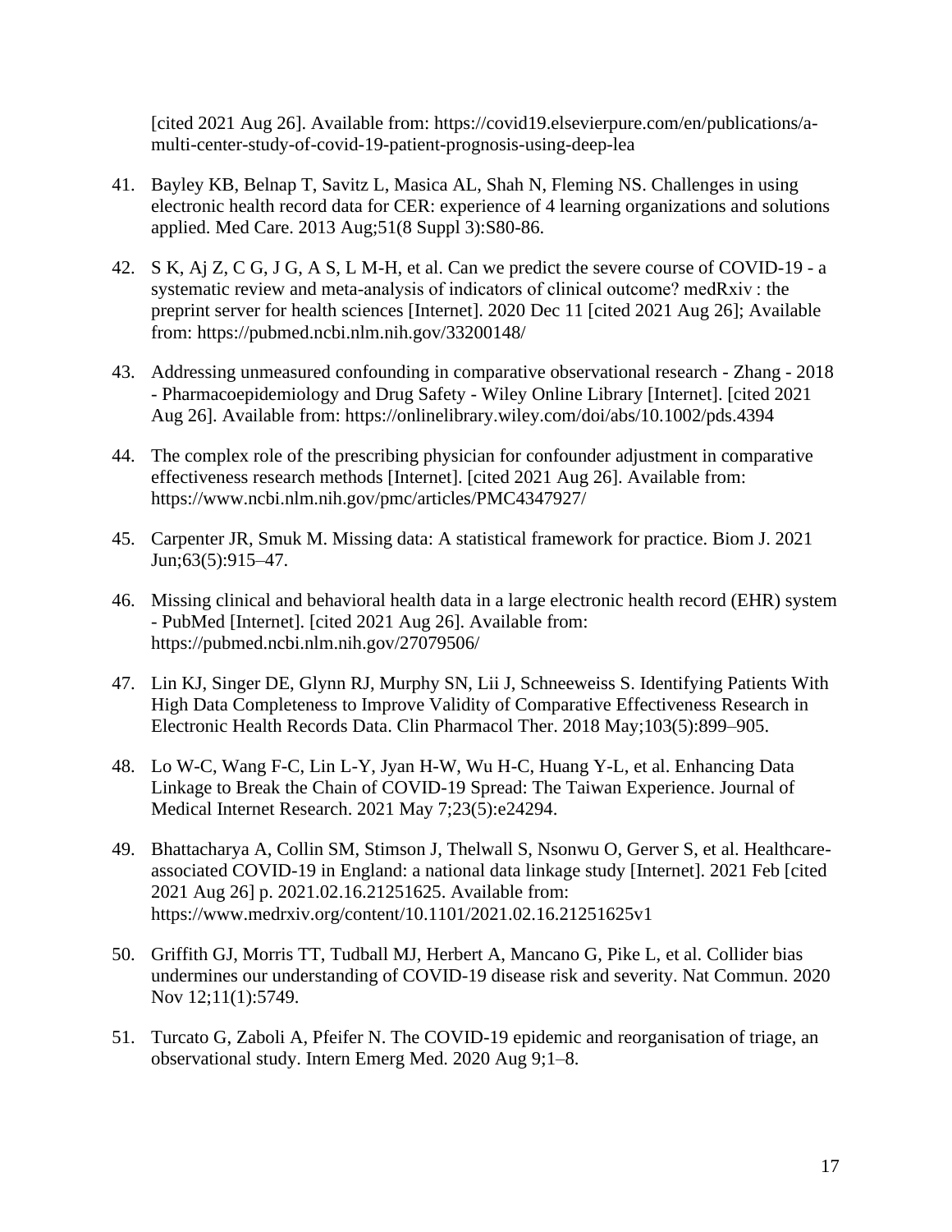[cited 2021 Aug 26]. Available from: https://covid19.elsevierpure.com/en/publications/a-multi-center-study-of-covid-19-patient-prognosis-using-deep-lea

41. Bayley KB, Belnap T, Savitz L, Masica AL, Shah N, Fleming NS. Challenges in using electronic health record data for CER: experience of 4 learning organizations and solutions applied. Med Care. 2013 Aug;51(8 Suppl 3):S80-86.

42. S K, Aj Z, C G, J G, A S, L M-H, et al. Can we predict the severe course of COVID-19 - a systematic review and meta-analysis of indicators of clinical outcome? medRxiv : the preprint server for health sciences [Internet]. 2020 Dec 11 [cited 2021 Aug 26]; Available from: https://pubmed.ncbi.nlm.nih.gov/33200148/

43. Addressing unmeasured confounding in comparative observational research - Zhang - 2018 - Pharmacoepidemiology and Drug Safety - Wiley Online Library [Internet]. [cited 2021 Aug 26]. Available from: https://onlinelibrary.wiley.com/doi/abs/10.1002/pds.4394

44. The complex role of the prescribing physician for confounder adjustment in comparative effectiveness research methods [Internet]. [cited 2021 Aug 26]. Available from: https://www.ncbi.nlm.nih.gov/pmc/articles/PMC4347927/

45. Carpenter JR, Smuk M. Missing data: A statistical framework for practice. Biom J. 2021 Jun;63(5):915–47.

46. Missing clinical and behavioral health data in a large electronic health record (EHR) system - PubMed [Internet]. [cited 2021 Aug 26]. Available from: https://pubmed.ncbi.nlm.nih.gov/27079506/

47. Lin KJ, Singer DE, Glynn RJ, Murphy SN, Lii J, Schneeweiss S. Identifying Patients With High Data Completeness to Improve Validity of Comparative Effectiveness Research in Electronic Health Records Data. Clin Pharmacol Ther. 2018 May;103(5):899–905.

48. Lo W-C, Wang F-C, Lin L-Y, Jyan H-W, Wu H-C, Huang Y-L, et al. Enhancing Data Linkage to Break the Chain of COVID-19 Spread: The Taiwan Experience. Journal of Medical Internet Research. 2021 May 7;23(5):e24294.

49. Bhattacharya A, Collin SM, Stimson J, Thelwall S, Nsonwu O, Gerver S, et al. Healthcare-associated COVID-19 in England: a national data linkage study [Internet]. 2021 Feb [cited 2021 Aug 26] p. 2021.02.16.21251625. Available from: https://www.medrxiv.org/content/10.1101/2021.02.16.21251625v1

50. Griffith GJ, Morris TT, Tudball MJ, Herbert A, Mancano G, Pike L, et al. Collider bias undermines our understanding of COVID-19 disease risk and severity. Nat Commun. 2020 Nov 12;11(1):5749.

51. Turcato G, Zaboli A, Pfeifer N. The COVID-19 epidemic and reorganisation of triage, an observational study. Intern Emerg Med. 2020 Aug 9;1–8.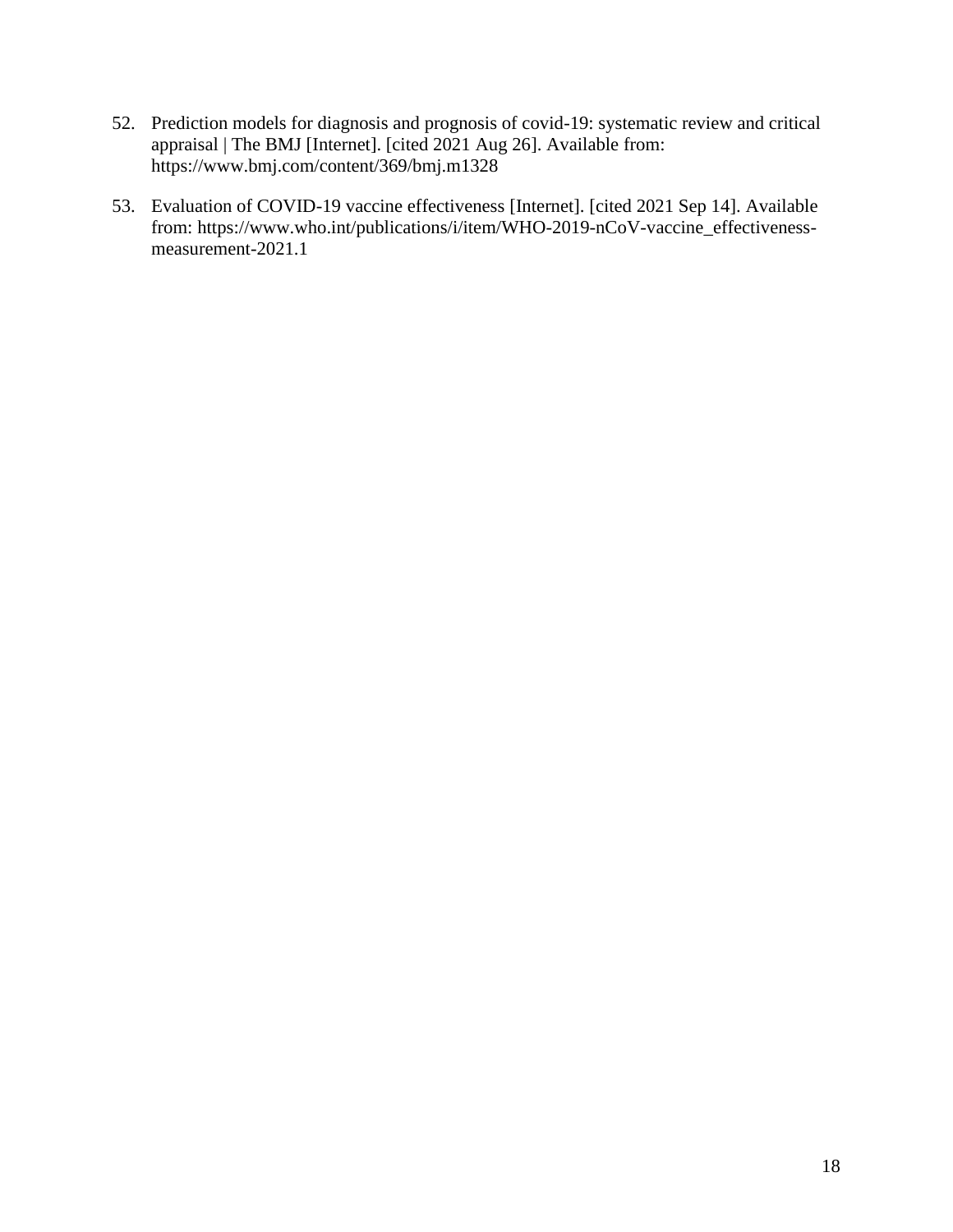52. Prediction models for diagnosis and prognosis of covid-19: systematic review and critical appraisal | The BMJ [Internet]. [cited 2021 Aug 26]. Available from: https://www.bmj.com/content/369/bmj.m1328

53. Evaluation of COVID-19 vaccine effectiveness [Internet]. [cited 2021 Sep 14]. Available from: https://www.who.int/publications/i/item/WHO-2019-nCoV-vaccine_effectiveness-measurement-2021.1